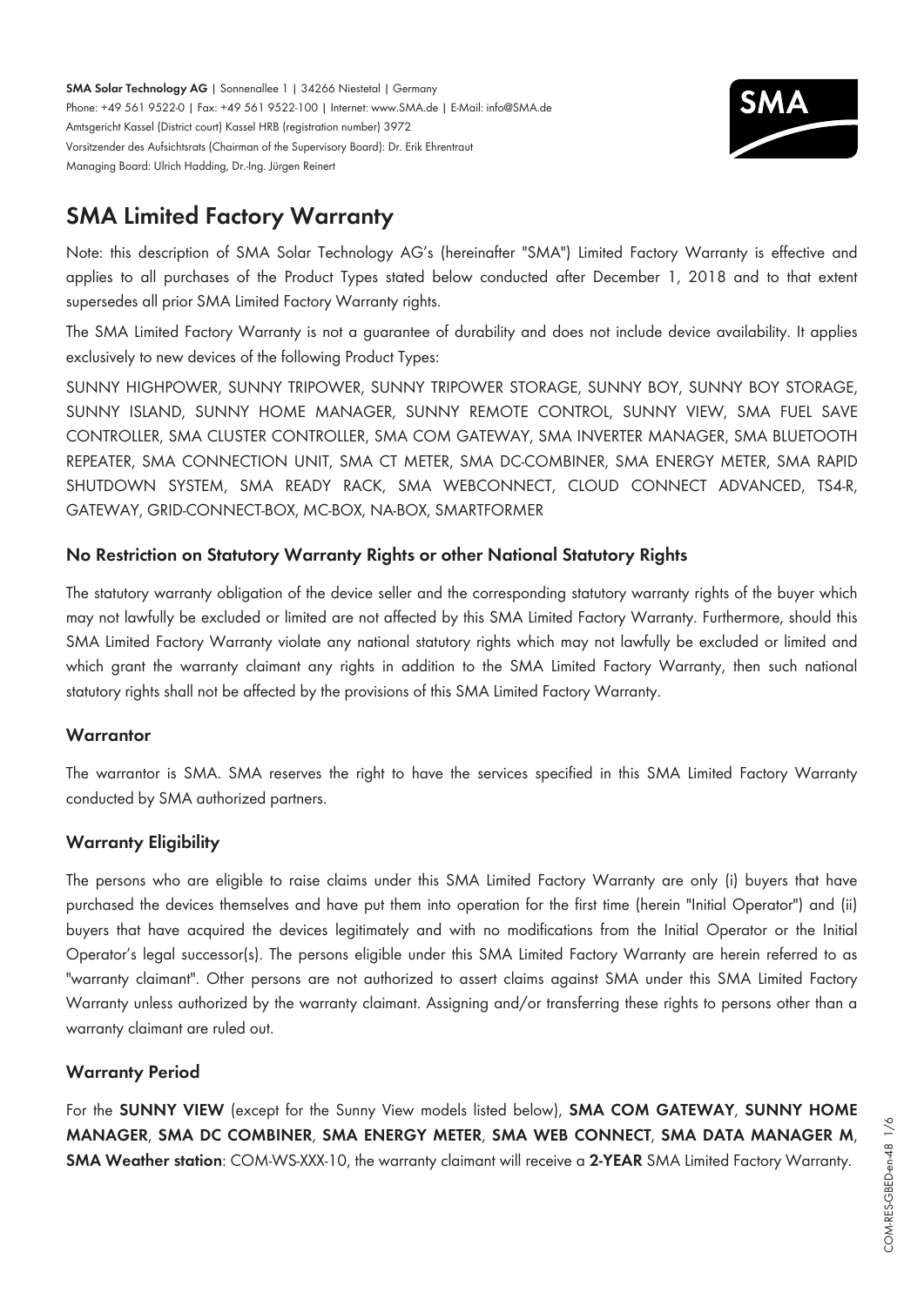**SMA Solar Technology AG** | Sonnenallee 1 | 34266 Niestetal | Germany
Phone: +49 561 9522-0 | Fax: +49 561 9522-100 | Internet: www.SMA.de | E-Mail: info@SMA.de
Amtsgericht Kassel (District court) Kassel HRB (registration number) 3972
Vorsitzender des Aufsichtsrats (Chairman of the Supervisory Board): Dr. Erik Ehrentraut
Managing Board: Ulrich Hadding, Dr.-Ing. Jürgen Reinert

# SMA Limited Factory Warranty

Note: this description of SMA Solar Technology AG's (hereinafter "SMA") Limited Factory Warranty is effective and applies to all purchases of the Product Types stated below conducted after December 1, 2018 and to that extent supersedes all prior SMA Limited Factory Warranty rights.

The SMA Limited Factory Warranty is not a guarantee of durability and does not include device availability. It applies exclusively to new devices of the following Product Types:

SUNNY HIGHPOWER, SUNNY TRIPOWER, SUNNY TRIPOWER STORAGE, SUNNY BOY, SUNNY BOY STORAGE, SUNNY ISLAND, SUNNY HOME MANAGER, SUNNY REMOTE CONTROL, SUNNY VIEW, SMA FUEL SAVE CONTROLLER, SMA CLUSTER CONTROLLER, SMA COM GATEWAY, SMA INVERTER MANAGER, SMA BLUETOOTH REPEATER, SMA CONNECTION UNIT, SMA CT METER, SMA DC-COMBINER, SMA ENERGY METER, SMA RAPID SHUTDOWN SYSTEM, SMA READY RACK, SMA WEBCONNECT, CLOUD CONNECT ADVANCED, TS4-R, GATEWAY, GRID-CONNECT-BOX, MC-BOX, NA-BOX, SMARTFORMER

## No Restriction on Statutory Warranty Rights or other National Statutory Rights

The statutory warranty obligation of the device seller and the corresponding statutory warranty rights of the buyer which may not lawfully be excluded or limited are not affected by this SMA Limited Factory Warranty. Furthermore, should this SMA Limited Factory Warranty violate any national statutory rights which may not lawfully be excluded or limited and which grant the warranty claimant any rights in addition to the SMA Limited Factory Warranty, then such national statutory rights shall not be affected by the provisions of this SMA Limited Factory Warranty.

## Warrantor

The warrantor is SMA. SMA reserves the right to have the services specified in this SMA Limited Factory Warranty conducted by SMA authorized partners.

## Warranty Eligibility

The persons who are eligible to raise claims under this SMA Limited Factory Warranty are only (i) buyers that have purchased the devices themselves and have put them into operation for the first time (herein "Initial Operator") and (ii) buyers that have acquired the devices legitimately and with no modifications from the Initial Operator or the Initial Operator's legal successor(s). The persons eligible under this SMA Limited Factory Warranty are herein referred to as "warranty claimant". Other persons are not authorized to assert claims against SMA under this SMA Limited Factory Warranty unless authorized by the warranty claimant. Assigning and/or transferring these rights to persons other than a warranty claimant are ruled out.

## Warranty Period

For the **SUNNY VIEW** (except for the Sunny View models listed below), **SMA COM GATEWAY**, **SUNNY HOME MANAGER**, **SMA DC COMBINER**, **SMA ENERGY METER**, **SMA WEB CONNECT**, **SMA DATA MANAGER M**, **SMA Weather station**: COM-WS-XXX-10, the warranty claimant will receive a **2-YEAR** SMA Limited Factory Warranty.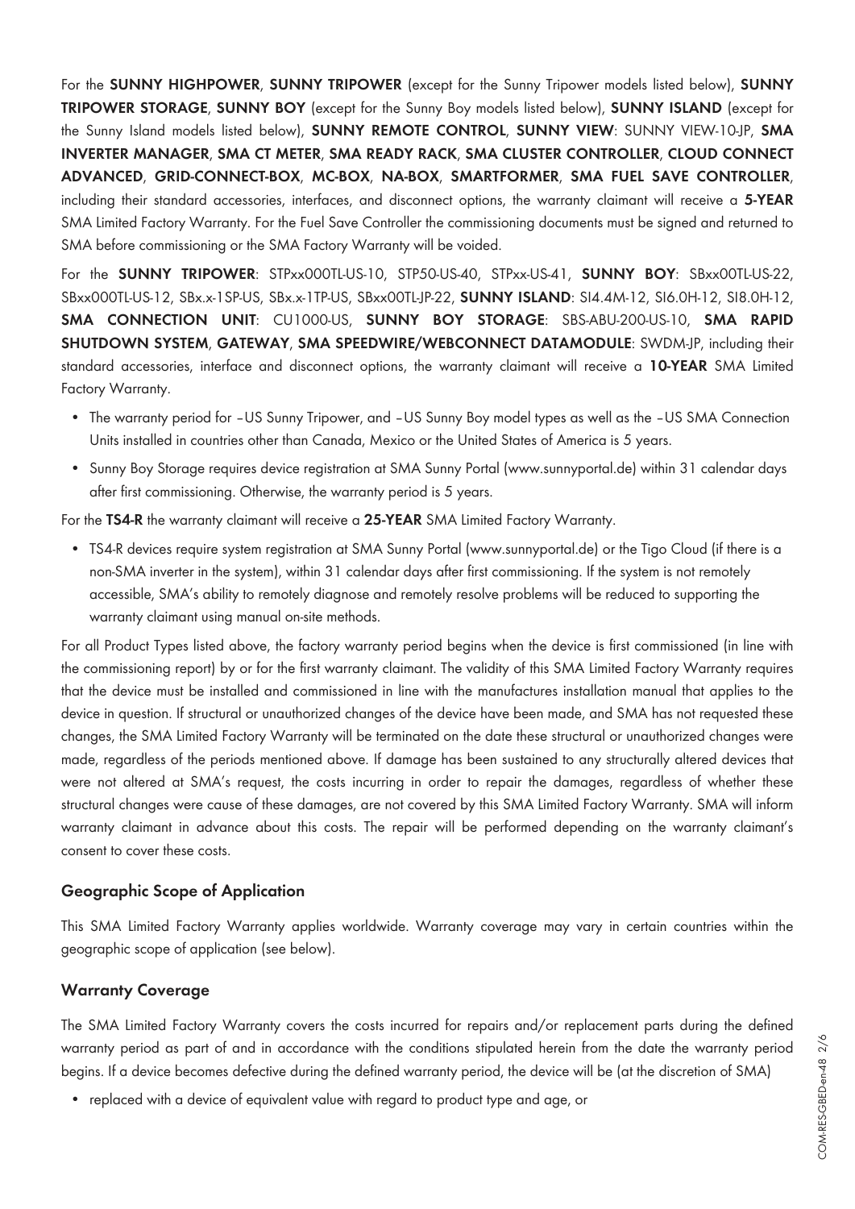For the **SUNNY HIGHPOWER**, **SUNNY TRIPOWER** (except for the Sunny Tripower models listed below), **SUNNY TRIPOWER STORAGE**, **SUNNY BOY** (except for the Sunny Boy models listed below), **SUNNY ISLAND** (except for the Sunny Island models listed below), **SUNNY REMOTE CONTROL**, **SUNNY VIEW**: SUNNY VIEW-10-JP, **SMA INVERTER MANAGER**, **SMA CT METER**, **SMA READY RACK**, **SMA CLUSTER CONTROLLER**, **CLOUD CONNECT ADVANCED**, **GRID-CONNECT-BOX**, **MC-BOX**, **NA-BOX**, **SMARTFORMER**, **SMA FUEL SAVE CONTROLLER**, including their standard accessories, interfaces, and disconnect options, the warranty claimant will receive a **5-YEAR** SMA Limited Factory Warranty. For the Fuel Save Controller the commissioning documents must be signed and returned to SMA before commissioning or the SMA Factory Warranty will be voided.

For the **SUNNY TRIPOWER**: STPxx000TL-US-10, STP50-US-40, STPxx-US-41, **SUNNY BOY**: SBxx00TL-US-22, SBxx000TL-US-12, SBx.x-1SP-US, SBx.x-1TP-US, SBxx00TL-JP-22, **SUNNY ISLAND**: SI4.4M-12, SI6.0H-12, SI8.0H-12, **SMA CONNECTION UNIT**: CU1000-US, **SUNNY BOY STORAGE**: SBS-ABU-200-US-10, **SMA RAPID SHUTDOWN SYSTEM**, **GATEWAY**, **SMA SPEEDWIRE/WEBCONNECT DATAMODULE**: SWDM-JP, including their standard accessories, interface and disconnect options, the warranty claimant will receive a **10-YEAR** SMA Limited Factory Warranty.

- The warranty period for –US Sunny Tripower, and –US Sunny Boy model types as well as the –US SMA Connection Units installed in countries other than Canada, Mexico or the United States of America is 5 years.
- Sunny Boy Storage requires device registration at SMA Sunny Portal (www.sunnyportal.de) within 31 calendar days after first commissioning. Otherwise, the warranty period is 5 years.

For the **TS4-R** the warranty claimant will receive a **25-YEAR** SMA Limited Factory Warranty.

- TS4-R devices require system registration at SMA Sunny Portal (www.sunnyportal.de) or the Tigo Cloud (if there is a non-SMA inverter in the system), within 31 calendar days after first commissioning. If the system is not remotely accessible, SMA's ability to remotely diagnose and remotely resolve problems will be reduced to supporting the warranty claimant using manual on-site methods.

For all Product Types listed above, the factory warranty period begins when the device is first commissioned (in line with the commissioning report) by or for the first warranty claimant. The validity of this SMA Limited Factory Warranty requires that the device must be installed and commissioned in line with the manufactures installation manual that applies to the device in question. If structural or unauthorized changes of the device have been made, and SMA has not requested these changes, the SMA Limited Factory Warranty will be terminated on the date these structural or unauthorized changes were made, regardless of the periods mentioned above. If damage has been sustained to any structurally altered devices that were not altered at SMA's request, the costs incurring in order to repair the damages, regardless of whether these structural changes were cause of these damages, are not covered by this SMA Limited Factory Warranty. SMA will inform warranty claimant in advance about this costs. The repair will be performed depending on the warranty claimant's consent to cover these costs.

## Geographic Scope of Application

This SMA Limited Factory Warranty applies worldwide. Warranty coverage may vary in certain countries within the geographic scope of application (see below).

## Warranty Coverage

The SMA Limited Factory Warranty covers the costs incurred for repairs and/or replacement parts during the defined warranty period as part of and in accordance with the conditions stipulated herein from the date the warranty period begins. If a device becomes defective during the defined warranty period, the device will be (at the discretion of SMA)

- replaced with a device of equivalent value with regard to product type and age, or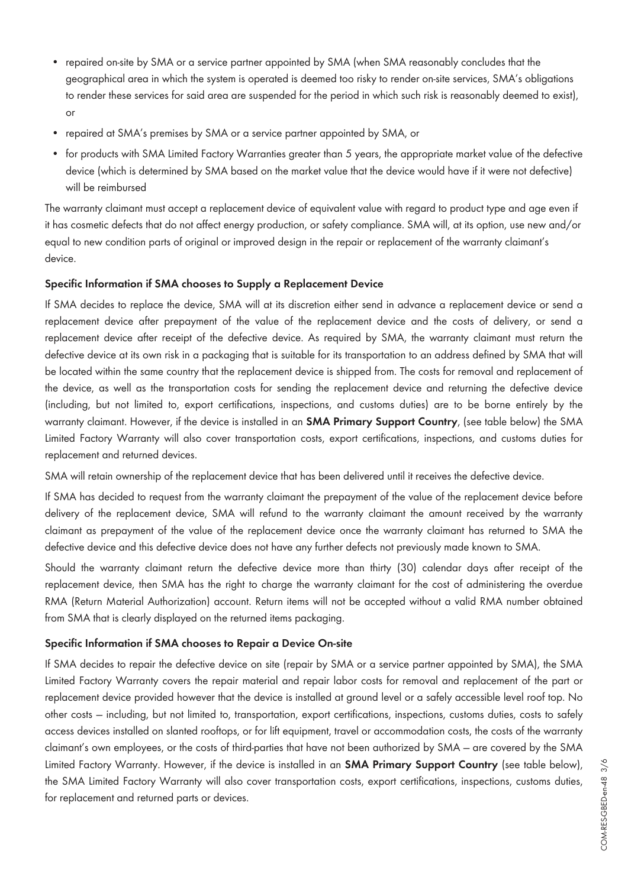- repaired on-site by SMA or a service partner appointed by SMA (when SMA reasonably concludes that the geographical area in which the system is operated is deemed too risky to render on-site services, SMA's obligations to render these services for said area are suspended for the period in which such risk is reasonably deemed to exist), or
- repaired at SMA's premises by SMA or a service partner appointed by SMA, or
- for products with SMA Limited Factory Warranties greater than 5 years, the appropriate market value of the defective device (which is determined by SMA based on the market value that the device would have if it were not defective) will be reimbursed

The warranty claimant must accept a replacement device of equivalent value with regard to product type and age even if it has cosmetic defects that do not affect energy production, or safety compliance. SMA will, at its option, use new and/or equal to new condition parts of original or improved design in the repair or replacement of the warranty claimant's device.

### Specific Information if SMA chooses to Supply a Replacement Device

If SMA decides to replace the device, SMA will at its discretion either send in advance a replacement device or send a replacement device after prepayment of the value of the replacement device and the costs of delivery, or send a replacement device after receipt of the defective device. As required by SMA, the warranty claimant must return the defective device at its own risk in a packaging that is suitable for its transportation to an address defined by SMA that will be located within the same country that the replacement device is shipped from. The costs for removal and replacement of the device, as well as the transportation costs for sending the replacement device and returning the defective device (including, but not limited to, export certifications, inspections, and customs duties) are to be borne entirely by the warranty claimant. However, if the device is installed in an **SMA Primary Support Country**, (see table below) the SMA Limited Factory Warranty will also cover transportation costs, export certifications, inspections, and customs duties for replacement and returned devices.

SMA will retain ownership of the replacement device that has been delivered until it receives the defective device.

If SMA has decided to request from the warranty claimant the prepayment of the value of the replacement device before delivery of the replacement device, SMA will refund to the warranty claimant the amount received by the warranty claimant as prepayment of the value of the replacement device once the warranty claimant has returned to SMA the defective device and this defective device does not have any further defects not previously made known to SMA.

Should the warranty claimant return the defective device more than thirty (30) calendar days after receipt of the replacement device, then SMA has the right to charge the warranty claimant for the cost of administering the overdue RMA (Return Material Authorization) account. Return items will not be accepted without a valid RMA number obtained from SMA that is clearly displayed on the returned items packaging.

### Specific Information if SMA chooses to Repair a Device On-site

If SMA decides to repair the defective device on site (repair by SMA or a service partner appointed by SMA), the SMA Limited Factory Warranty covers the repair material and repair labor costs for removal and replacement of the part or replacement device provided however that the device is installed at ground level or a safely accessible level roof top. No other costs – including, but not limited to, transportation, export certifications, inspections, customs duties, costs to safely access devices installed on slanted rooftops, or for lift equipment, travel or accommodation costs, the costs of the warranty claimant's own employees, or the costs of third-parties that have not been authorized by SMA – are covered by the SMA Limited Factory Warranty. However, if the device is installed in an **SMA Primary Support Country** (see table below), the SMA Limited Factory Warranty will also cover transportation costs, export certifications, inspections, customs duties, for replacement and returned parts or devices.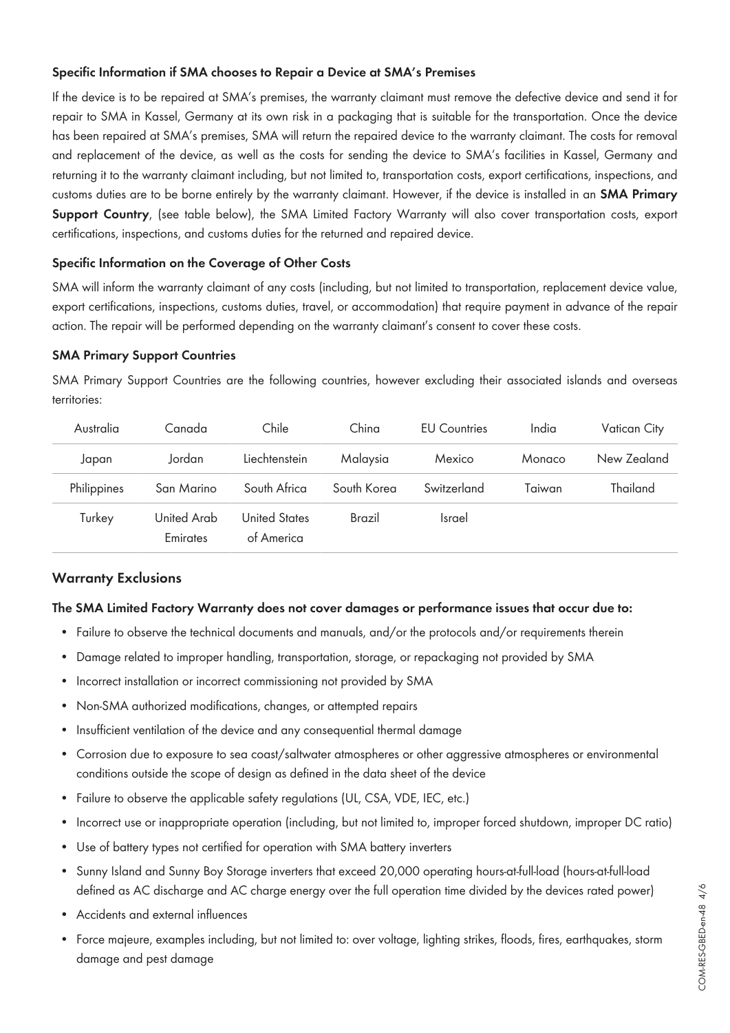### Specific Information if SMA chooses to Repair a Device at SMA's Premises

If the device is to be repaired at SMA's premises, the warranty claimant must remove the defective device and send it for repair to SMA in Kassel, Germany at its own risk in a packaging that is suitable for the transportation. Once the device has been repaired at SMA's premises, SMA will return the repaired device to the warranty claimant. The costs for removal and replacement of the device, as well as the costs for sending the device to SMA's facilities in Kassel, Germany and returning it to the warranty claimant including, but not limited to, transportation costs, export certifications, inspections, and customs duties are to be borne entirely by the warranty claimant. However, if the device is installed in an **SMA Primary Support Country**, (see table below), the SMA Limited Factory Warranty will also cover transportation costs, export certifications, inspections, and customs duties for the returned and repaired device.

### Specific Information on the Coverage of Other Costs

SMA will inform the warranty claimant of any costs (including, but not limited to transportation, replacement device value, export certifications, inspections, customs duties, travel, or accommodation) that require payment in advance of the repair action. The repair will be performed depending on the warranty claimant's consent to cover these costs.

### SMA Primary Support Countries

SMA Primary Support Countries are the following countries, however excluding their associated islands and overseas territories:

| | | | | | | |
|---|---|---|---|---|---|---|
| Australia | Canada | Chile | China | EU Countries | India | Vatican City |
| Japan | Jordan | Liechtenstein | Malaysia | Mexico | Monaco | New Zealand |
| Philippines | San Marino | South Africa | South Korea | Switzerland | Taiwan | Thailand |
| Turkey | United Arab Emirates | United States of America | Brazil | Israel | | |

## Warranty Exclusions

### The SMA Limited Factory Warranty does not cover damages or performance issues that occur due to:

- Failure to observe the technical documents and manuals, and/or the protocols and/or requirements therein
- Damage related to improper handling, transportation, storage, or repackaging not provided by SMA
- Incorrect installation or incorrect commissioning not provided by SMA
- Non-SMA authorized modifications, changes, or attempted repairs
- Insufficient ventilation of the device and any consequential thermal damage
- Corrosion due to exposure to sea coast/saltwater atmospheres or other aggressive atmospheres or environmental conditions outside the scope of design as defined in the data sheet of the device
- Failure to observe the applicable safety regulations (UL, CSA, VDE, IEC, etc.)
- Incorrect use or inappropriate operation (including, but not limited to, improper forced shutdown, improper DC ratio)
- Use of battery types not certified for operation with SMA battery inverters
- Sunny Island and Sunny Boy Storage inverters that exceed 20,000 operating hours-at-full-load (hours-at-full-load defined as AC discharge and AC charge energy over the full operation time divided by the devices rated power)
- Accidents and external influences
- Force majeure, examples including, but not limited to: over voltage, lighting strikes, floods, fires, earthquakes, storm damage and pest damage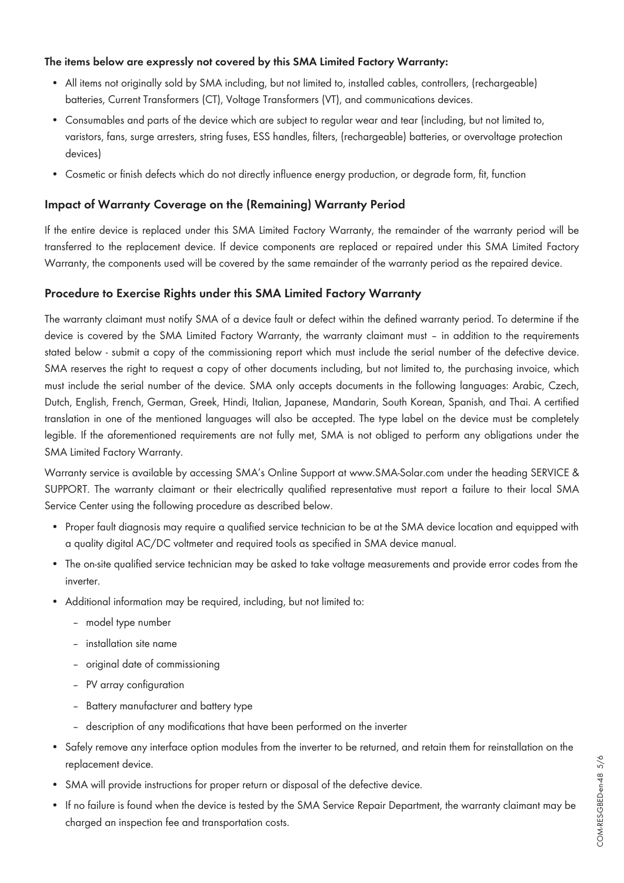**The items below are expressly not covered by this SMA Limited Factory Warranty:**

- All items not originally sold by SMA including, but not limited to, installed cables, controllers, (rechargeable) batteries, Current Transformers (CT), Voltage Transformers (VT), and communications devices.
- Consumables and parts of the device which are subject to regular wear and tear (including, but not limited to, varistors, fans, surge arresters, string fuses, ESS handles, filters, (rechargeable) batteries, or overvoltage protection devices)
- Cosmetic or finish defects which do not directly influence energy production, or degrade form, fit, function

## Impact of Warranty Coverage on the (Remaining) Warranty Period

If the entire device is replaced under this SMA Limited Factory Warranty, the remainder of the warranty period will be transferred to the replacement device. If device components are replaced or repaired under this SMA Limited Factory Warranty, the components used will be covered by the same remainder of the warranty period as the repaired device.

## Procedure to Exercise Rights under this SMA Limited Factory Warranty

The warranty claimant must notify SMA of a device fault or defect within the defined warranty period. To determine if the device is covered by the SMA Limited Factory Warranty, the warranty claimant must – in addition to the requirements stated below - submit a copy of the commissioning report which must include the serial number of the defective device. SMA reserves the right to request a copy of other documents including, but not limited to, the purchasing invoice, which must include the serial number of the device. SMA only accepts documents in the following languages: Arabic, Czech, Dutch, English, French, German, Greek, Hindi, Italian, Japanese, Mandarin, South Korean, Spanish, and Thai. A certified translation in one of the mentioned languages will also be accepted. The type label on the device must be completely legible. If the aforementioned requirements are not fully met, SMA is not obliged to perform any obligations under the SMA Limited Factory Warranty.

Warranty service is available by accessing SMA's Online Support at www.SMA-Solar.com under the heading SERVICE & SUPPORT. The warranty claimant or their electrically qualified representative must report a failure to their local SMA Service Center using the following procedure as described below.

- Proper fault diagnosis may require a qualified service technician to be at the SMA device location and equipped with a quality digital AC/DC voltmeter and required tools as specified in SMA device manual.
- The on-site qualified service technician may be asked to take voltage measurements and provide error codes from the inverter.
- Additional information may be required, including, but not limited to:
  - model type number
  - installation site name
  - original date of commissioning
  - PV array configuration
  - Battery manufacturer and battery type
  - description of any modifications that have been performed on the inverter
- Safely remove any interface option modules from the inverter to be returned, and retain them for reinstallation on the replacement device.
- SMA will provide instructions for proper return or disposal of the defective device.
- If no failure is found when the device is tested by the SMA Service Repair Department, the warranty claimant may be charged an inspection fee and transportation costs.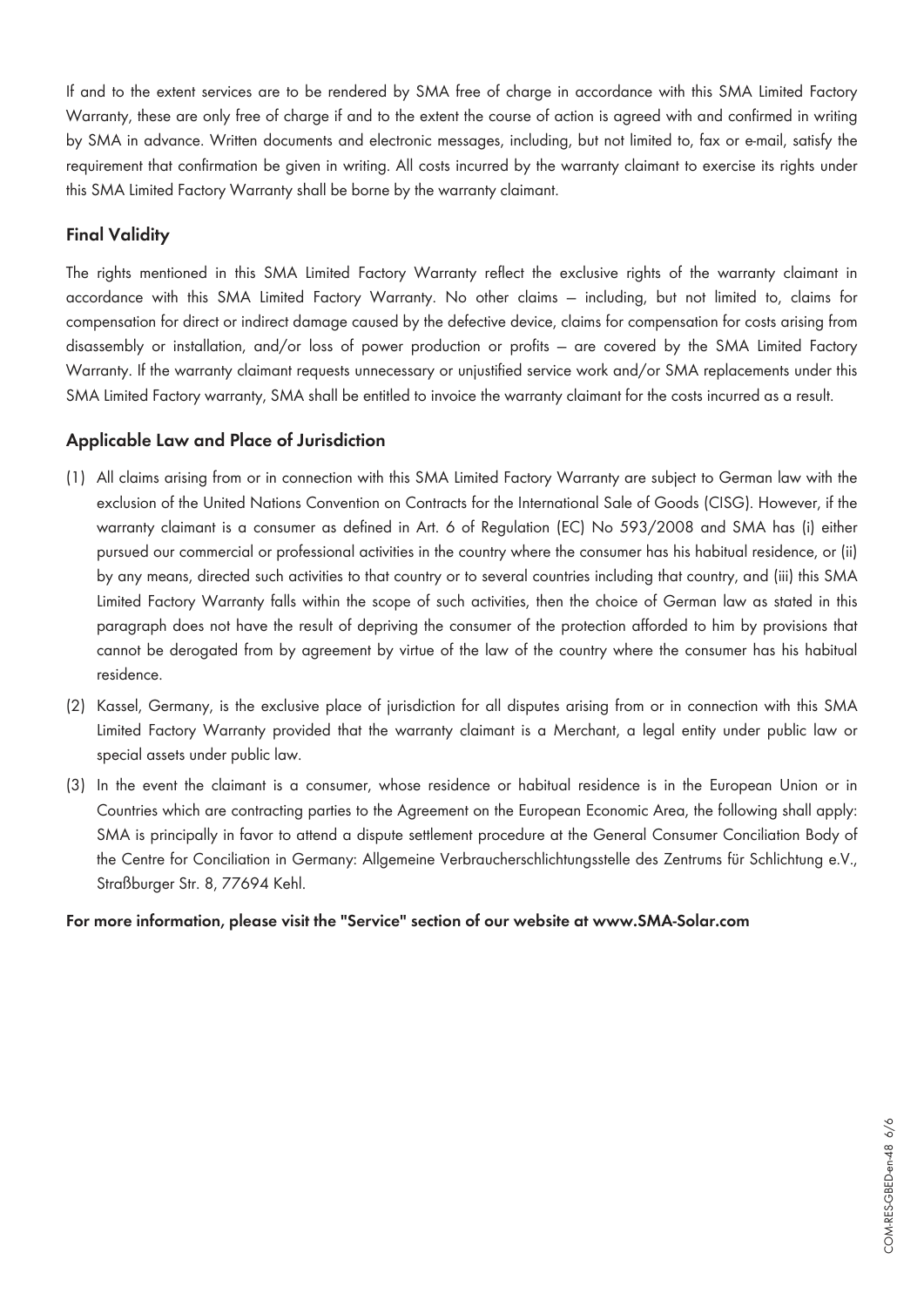If and to the extent services are to be rendered by SMA free of charge in accordance with this SMA Limited Factory Warranty, these are only free of charge if and to the extent the course of action is agreed with and confirmed in writing by SMA in advance. Written documents and electronic messages, including, but not limited to, fax or e-mail, satisfy the requirement that confirmation be given in writing. All costs incurred by the warranty claimant to exercise its rights under this SMA Limited Factory Warranty shall be borne by the warranty claimant.

## Final Validity

The rights mentioned in this SMA Limited Factory Warranty reflect the exclusive rights of the warranty claimant in accordance with this SMA Limited Factory Warranty. No other claims – including, but not limited to, claims for compensation for direct or indirect damage caused by the defective device, claims for compensation for costs arising from disassembly or installation, and/or loss of power production or profits – are covered by the SMA Limited Factory Warranty. If the warranty claimant requests unnecessary or unjustified service work and/or SMA replacements under this SMA Limited Factory warranty, SMA shall be entitled to invoice the warranty claimant for the costs incurred as a result.

## Applicable Law and Place of Jurisdiction

(1) All claims arising from or in connection with this SMA Limited Factory Warranty are subject to German law with the exclusion of the United Nations Convention on Contracts for the International Sale of Goods (CISG). However, if the warranty claimant is a consumer as defined in Art. 6 of Regulation (EC) No 593/2008 and SMA has (i) either pursued our commercial or professional activities in the country where the consumer has his habitual residence, or (ii) by any means, directed such activities to that country or to several countries including that country, and (iii) this SMA Limited Factory Warranty falls within the scope of such activities, then the choice of German law as stated in this paragraph does not have the result of depriving the consumer of the protection afforded to him by provisions that cannot be derogated from by agreement by virtue of the law of the country where the consumer has his habitual residence.

(2) Kassel, Germany, is the exclusive place of jurisdiction for all disputes arising from or in connection with this SMA Limited Factory Warranty provided that the warranty claimant is a Merchant, a legal entity under public law or special assets under public law.

(3) In the event the claimant is a consumer, whose residence or habitual residence is in the European Union or in Countries which are contracting parties to the Agreement on the European Economic Area, the following shall apply: SMA is principally in favor to attend a dispute settlement procedure at the General Consumer Conciliation Body of the Centre for Conciliation in Germany: Allgemeine Verbraucherschlichtungsstelle des Zentrums für Schlichtung e.V., Straßburger Str. 8, 77694 Kehl.

**For more information, please visit the "Service" section of our website at www.SMA-Solar.com**

COM-RES-GBEDen48